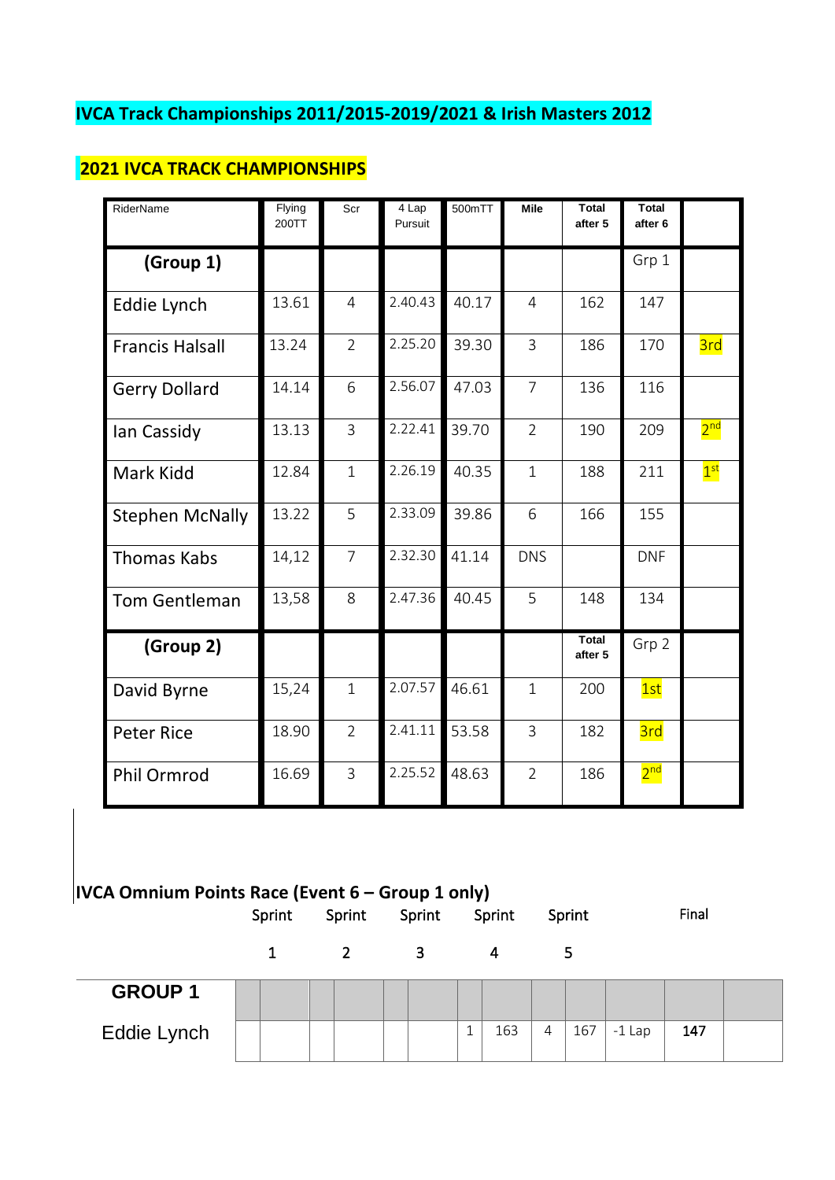## IVCA Track Championships 2011/2015-2019/2021 & Irish Masters 2012

## 2021 IVCA TRACK CHAMPIONSHIPS

| RiderName | Flying 200TT | Scr | 4 Lap Pursuit | 500mTT | Mile | Total after 5 | Total after 6 | |
|---|---|---|---|---|---|---|---|---|
| **(Group 1)** | | | | | | | Grp 1 | |
| Eddie Lynch | 13.61 | 4 | 2.40.43 | 40.17 | 4 | 162 | 147 | |
| Francis Halsall | 13.24 | 2 | 2.25.20 | 39.30 | 3 | 186 | 170 | 3rd |
| Gerry Dollard | 14.14 | 6 | 2.56.07 | 47.03 | 7 | 136 | 116 | |
| Ian Cassidy | 13.13 | 3 | 2.22.41 | 39.70 | 2 | 190 | 209 | 2nd |
| Mark Kidd | 12.84 | 1 | 2.26.19 | 40.35 | 1 | 188 | 211 | 1st |
| Stephen McNally | 13.22 | 5 | 2.33.09 | 39.86 | 6 | 166 | 155 | |
| Thomas Kabs | 14,12 | 7 | 2.32.30 | 41.14 | DNS | | DNF | |
| Tom Gentleman | 13,58 | 8 | 2.47.36 | 40.45 | 5 | 148 | 134 | |
| **(Group 2)** | | | | | | Total after 5 | Grp 2 | |
| David Byrne | 15,24 | 1 | 2.07.57 | 46.61 | 1 | 200 | 1st | |
| Peter Rice | 18.90 | 2 | 2.41.11 | 53.58 | 3 | 182 | 3rd | |
| Phil Ormrod | 16.69 | 3 | 2.25.52 | 48.63 | 2 | 186 | 2nd | |

### IVCA Omnium Points Race (Event 6 – Group 1 only)

| | Sprint 1 | | Sprint 2 | | Sprint 3 | | Sprint 4 | | Sprint 5 | | | Final | |
|---|---|---|---|---|---|---|---|---|---|---|---|---|---|
| **GROUP 1** | | | | | | | | | | | | | |
| Eddie Lynch | | | | | | | 1 | 163 | 4 | 167 | -1 Lap | **147** | |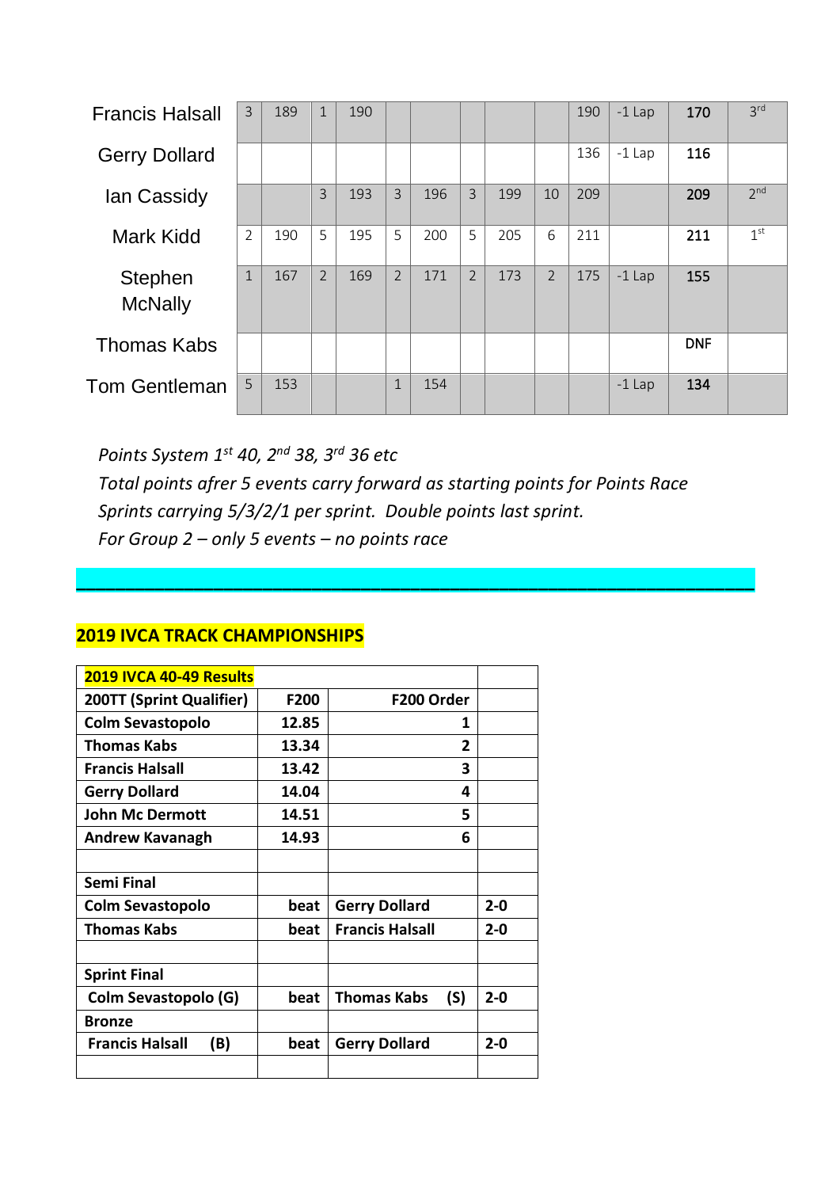| | | | | | | | | | | | | | |
|---|---|---|---|---|---|---|---|---|---|---|---|---|---|
| Francis Halsall | 3 | 189 | 1 | 190 | | | | | | 190 | -1 Lap | 170 | 3rd |
| Gerry Dollard | | | | | | | | | | 136 | -1 Lap | 116 | |
| Ian Cassidy | | | 3 | 193 | 3 | 196 | 3 | 199 | 10 | 209 | | 209 | 2nd |
| Mark Kidd | 2 | 190 | 5 | 195 | 5 | 200 | 5 | 205 | 6 | 211 | | 211 | 1st |
| Stephen McNally | 1 | 167 | 2 | 169 | 2 | 171 | 2 | 173 | 2 | 175 | -1 Lap | 155 | |
| Thomas Kabs | | | | | | | | | | | | DNF | |
| Tom Gentleman | 5 | 153 | | | 1 | 154 | | | | | -1 Lap | 134 | |

*Points System 1st 40, 2nd 38, 3rd 36 etc*
*Total points afrer 5 events carry forward as starting points for Points Race*
*Sprints carrying 5/3/2/1 per sprint. Double points last sprint.*
*For Group 2 – only 5 events – no points race*

---

## 2019 IVCA TRACK CHAMPIONSHIPS

| **2019 IVCA 40-49 Results** | | | |
|---|---|---|---|
| **200TT (Sprint Qualifier)** | **F200** | **F200 Order** | |
| **Colm Sevastopolo** | **12.85** | **1** | |
| **Thomas Kabs** | **13.34** | **2** | |
| **Francis Halsall** | **13.42** | **3** | |
| **Gerry Dollard** | **14.04** | **4** | |
| **John Mc Dermott** | **14.51** | **5** | |
| **Andrew Kavanagh** | **14.93** | **6** | |
| | | | |
| **Semi Final** | | | |
| **Colm Sevastopolo** | **beat** | **Gerry Dollard** | **2-0** |
| **Thomas Kabs** | **beat** | **Francis Halsall** | **2-0** |
| | | | |
| **Sprint Final** | | | |
| **Colm Sevastopolo (G)** | **beat** | **Thomas Kabs (S)** | **2-0** |
| **Bronze** | | | |
| **Francis Halsall (B)** | **beat** | **Gerry Dollard** | **2-0** |
| | | | |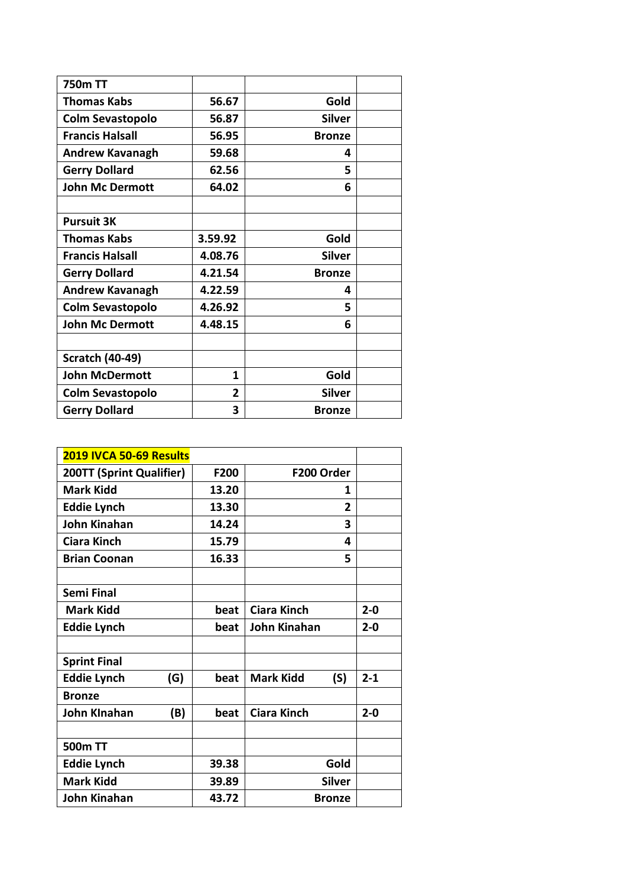| 750m TT | | | |
|---|---|---|---|
| Thomas Kabs | 56.67 | Gold | |
| Colm Sevastopolo | 56.87 | Silver | |
| Francis Halsall | 56.95 | Bronze | |
| Andrew Kavanagh | 59.68 | 4 | |
| Gerry Dollard | 62.56 | 5 | |
| John Mc Dermott | 64.02 | 6 | |
| | | | |
| Pursuit 3K | | | |
| Thomas Kabs | 3.59.92 | Gold | |
| Francis Halsall | 4.08.76 | Silver | |
| Gerry Dollard | 4.21.54 | Bronze | |
| Andrew Kavanagh | 4.22.59 | 4 | |
| Colm Sevastopolo | 4.26.92 | 5 | |
| John Mc Dermott | 4.48.15 | 6 | |
| | | | |
| Scratch (40-49) | | | |
| John McDermott | 1 | Gold | |
| Colm Sevastopolo | 2 | Silver | |
| Gerry Dollard | 3 | Bronze | |

| 2019 IVCA 50-69 Results | | | |
|---|---|---|---|
| 200TT (Sprint Qualifier) | F200 | F200 Order | |
| Mark Kidd | 13.20 | 1 | |
| Eddie Lynch | 13.30 | 2 | |
| John Kinahan | 14.24 | 3 | |
| Ciara Kinch | 15.79 | 4 | |
| Brian Coonan | 16.33 | 5 | |
| | | | |
| Semi Final | | | |
| Mark Kidd | beat | Ciara Kinch | 2-0 |
| Eddie Lynch | beat | John Kinahan | 2-0 |
| | | | |
| Sprint Final | | | |
| Eddie Lynch (G) | beat | Mark Kidd (S) | 2-1 |
| Bronze | | | |
| John KInahan (B) | beat | Ciara Kinch | 2-0 |
| | | | |
| 500m TT | | | |
| Eddie Lynch | 39.38 | Gold | |
| Mark Kidd | 39.89 | Silver | |
| John Kinahan | 43.72 | Bronze | |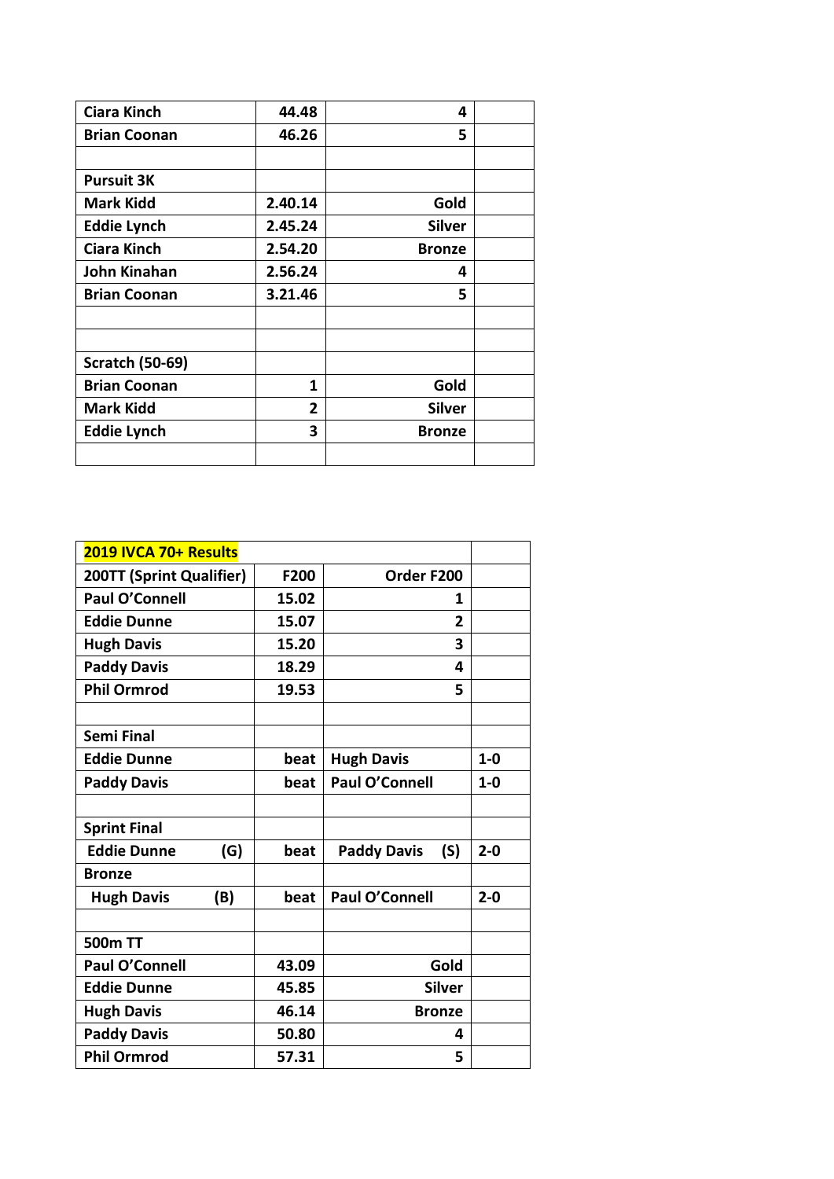| | | | |
|---|---|---|---|
| **Ciara Kinch** | **44.48** | **4** | |
| **Brian Coonan** | **46.26** | **5** | |
| | | | |
| **Pursuit 3K** | | | |
| **Mark Kidd** | **2.40.14** | **Gold** | |
| **Eddie Lynch** | **2.45.24** | **Silver** | |
| **Ciara Kinch** | **2.54.20** | **Bronze** | |
| **John Kinahan** | **2.56.24** | **4** | |
| **Brian Coonan** | **3.21.46** | **5** | |
| | | | |
| | | | |
| **Scratch (50-69)** | | | |
| **Brian Coonan** | **1** | **Gold** | |
| **Mark Kidd** | **2** | **Silver** | |
| **Eddie Lynch** | **3** | **Bronze** | |
| | | | |

| **2019 IVCA 70+ Results** | | | |
|---|---|---|---|
| **200TT (Sprint Qualifier)** | **F200** | **Order F200** | |
| **Paul O'Connell** | **15.02** | **1** | |
| **Eddie Dunne** | **15.07** | **2** | |
| **Hugh Davis** | **15.20** | **3** | |
| **Paddy Davis** | **18.29** | **4** | |
| **Phil Ormrod** | **19.53** | **5** | |
| | | | |
| **Semi Final** | | | |
| **Eddie Dunne** | **beat** | **Hugh Davis** | **1-0** |
| **Paddy Davis** | **beat** | **Paul O'Connell** | **1-0** |
| | | | |
| **Sprint Final** | | | |
| **Eddie Dunne (G)** | **beat** | **Paddy Davis (S)** | **2-0** |
| **Bronze** | | | |
| **Hugh Davis (B)** | **beat** | **Paul O'Connell** | **2-0** |
| | | | |
| **500m TT** | | | |
| **Paul O'Connell** | **43.09** | **Gold** | |
| **Eddie Dunne** | **45.85** | **Silver** | |
| **Hugh Davis** | **46.14** | **Bronze** | |
| **Paddy Davis** | **50.80** | **4** | |
| **Phil Ormrod** | **57.31** | **5** | |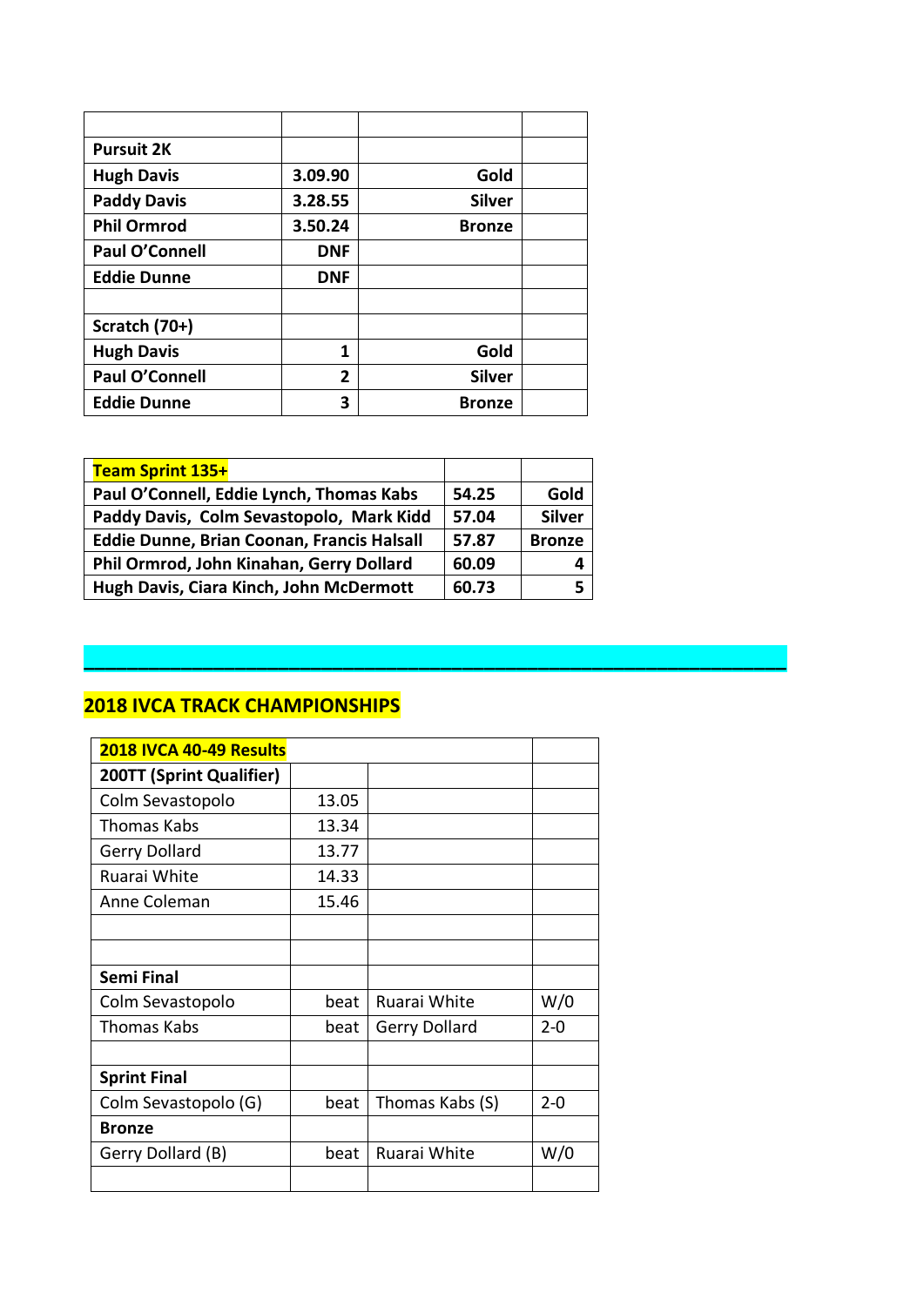| | | | |
|---|---|---|---|
| **Pursuit 2K** | | | |
| **Hugh Davis** | **3.09.90** | **Gold** | |
| **Paddy Davis** | **3.28.55** | **Silver** | |
| **Phil Ormrod** | **3.50.24** | **Bronze** | |
| **Paul O'Connell** | **DNF** | | |
| **Eddie Dunne** | **DNF** | | |
| | | | |
| **Scratch (70+)** | | | |
| **Hugh Davis** | **1** | **Gold** | |
| **Paul O'Connell** | **2** | **Silver** | |
| **Eddie Dunne** | **3** | **Bronze** | |

| **Team Sprint 135+** | | |
|---|---|---|
| **Paul O'Connell, Eddie Lynch, Thomas Kabs** | **54.25** | **Gold** |
| **Paddy Davis, Colm Sevastopolo, Mark Kidd** | **57.04** | **Silver** |
| **Eddie Dunne, Brian Coonan, Francis Halsall** | **57.87** | **Bronze** |
| **Phil Ormrod, John Kinahan, Gerry Dollard** | **60.09** | **4** |
| **Hugh Davis, Ciara Kinch, John McDermott** | **60.73** | **5** |

---

## 2018 IVCA TRACK CHAMPIONSHIPS

| **2018 IVCA 40-49 Results** | | | |
|---|---|---|---|
| **200TT (Sprint Qualifier)** | | | |
| Colm Sevastopolo | 13.05 | | |
| Thomas Kabs | 13.34 | | |
| Gerry Dollard | 13.77 | | |
| Ruarai White | 14.33 | | |
| Anne Coleman | 15.46 | | |
| | | | |
| | | | |
| **Semi Final** | | | |
| Colm Sevastopolo | beat | Ruarai White | W/0 |
| Thomas Kabs | beat | Gerry Dollard | 2-0 |
| | | | |
| **Sprint Final** | | | |
| Colm Sevastopolo (G) | beat | Thomas Kabs (S) | 2-0 |
| **Bronze** | | | |
| Gerry Dollard (B) | beat | Ruarai White | W/0 |
| | | | |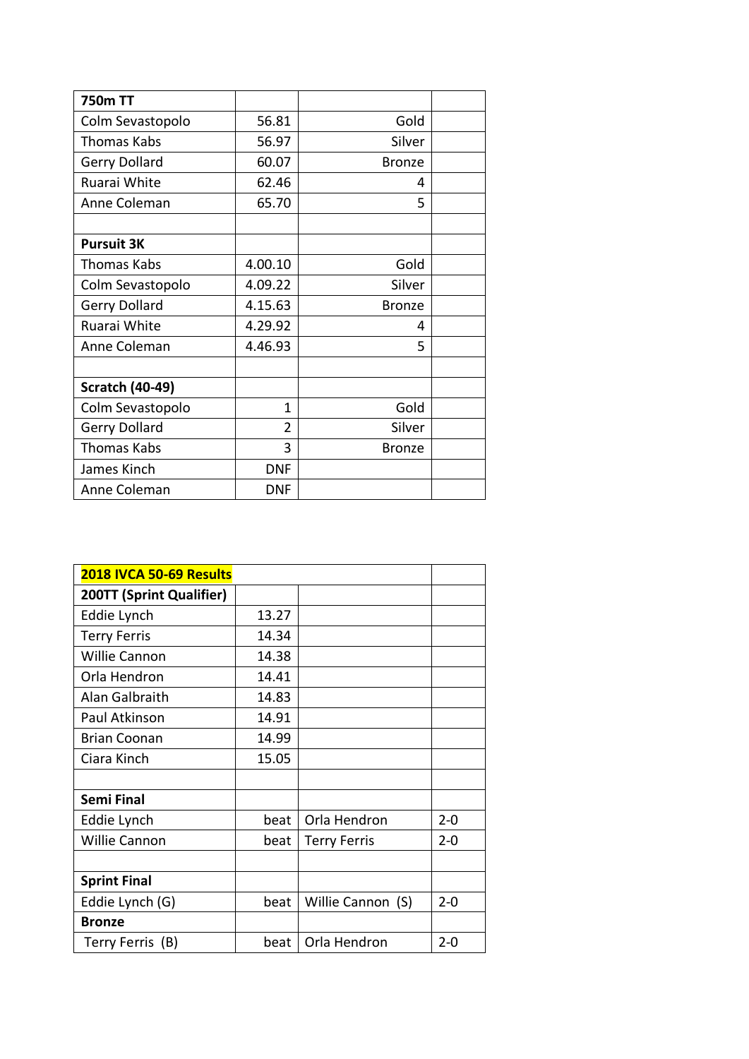| 750m TT | | | |
|---|---|---|---|
| Colm Sevastopolo | 56.81 | Gold | |
| Thomas Kabs | 56.97 | Silver | |
| Gerry Dollard | 60.07 | Bronze | |
| Ruarai White | 62.46 | 4 | |
| Anne Coleman | 65.70 | 5 | |
| | | | |
| **Pursuit 3K** | | | |
| Thomas Kabs | 4.00.10 | Gold | |
| Colm Sevastopolo | 4.09.22 | Silver | |
| Gerry Dollard | 4.15.63 | Bronze | |
| Ruarai White | 4.29.92 | 4 | |
| Anne Coleman | 4.46.93 | 5 | |
| | | | |
| **Scratch (40-49)** | | | |
| Colm Sevastopolo | 1 | Gold | |
| Gerry Dollard | 2 | Silver | |
| Thomas Kabs | 3 | Bronze | |
| James Kinch | DNF | | |
| Anne Coleman | DNF | | |

| 2018 IVCA 50-69 Results | | | |
|---|---|---|---|
| **200TT (Sprint Qualifier)** | | | |
| Eddie Lynch | 13.27 | | |
| Terry Ferris | 14.34 | | |
| Willie Cannon | 14.38 | | |
| Orla Hendron | 14.41 | | |
| Alan Galbraith | 14.83 | | |
| Paul Atkinson | 14.91 | | |
| Brian Coonan | 14.99 | | |
| Ciara Kinch | 15.05 | | |
| | | | |
| **Semi Final** | | | |
| Eddie Lynch | beat | Orla Hendron | 2-0 |
| Willie Cannon | beat | Terry Ferris | 2-0 |
| | | | |
| **Sprint Final** | | | |
| Eddie Lynch (G) | beat | Willie Cannon (S) | 2-0 |
| **Bronze** | | | |
| Terry Ferris (B) | beat | Orla Hendron | 2-0 |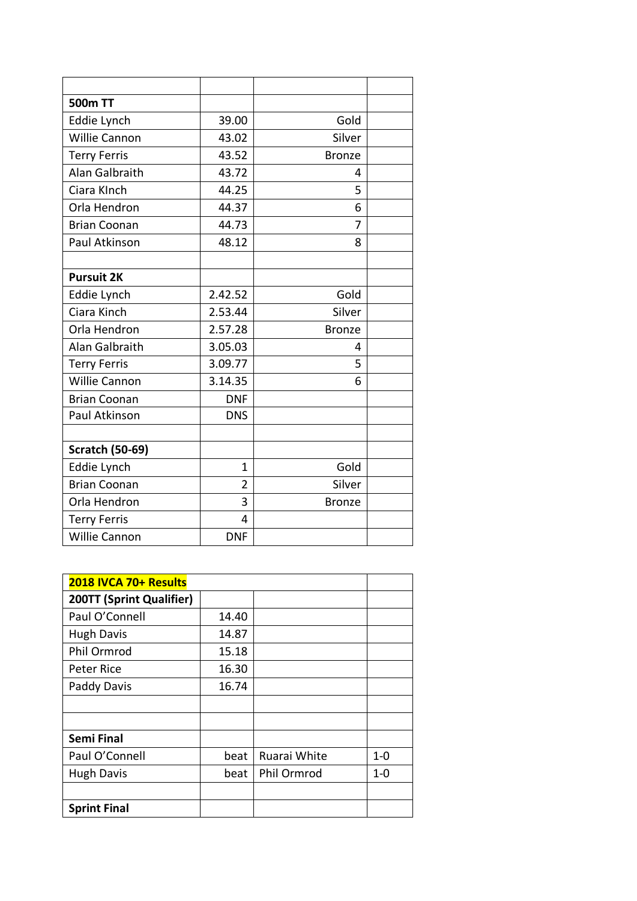| | | | |
|---|---|---|---|
| **500m TT** | | | |
| Eddie Lynch | 39.00 | Gold | |
| Willie Cannon | 43.02 | Silver | |
| Terry Ferris | 43.52 | Bronze | |
| Alan Galbraith | 43.72 | 4 | |
| Ciara KInch | 44.25 | 5 | |
| Orla Hendron | 44.37 | 6 | |
| Brian Coonan | 44.73 | 7 | |
| Paul Atkinson | 48.12 | 8 | |
| | | | |
| **Pursuit 2K** | | | |
| Eddie Lynch | 2.42.52 | Gold | |
| Ciara Kinch | 2.53.44 | Silver | |
| Orla Hendron | 2.57.28 | Bronze | |
| Alan Galbraith | 3.05.03 | 4 | |
| Terry Ferris | 3.09.77 | 5 | |
| Willie Cannon | 3.14.35 | 6 | |
| Brian Coonan | DNF | | |
| Paul Atkinson | DNS | | |
| | | | |
| **Scratch (50-69)** | | | |
| Eddie Lynch | 1 | Gold | |
| Brian Coonan | 2 | Silver | |
| Orla Hendron | 3 | Bronze | |
| Terry Ferris | 4 | | |
| Willie Cannon | DNF | | |

| **2018 IVCA 70+ Results** | | | |
|---|---|---|---|
| **200TT (Sprint Qualifier)** | | | |
| Paul O'Connell | 14.40 | | |
| Hugh Davis | 14.87 | | |
| Phil Ormrod | 15.18 | | |
| Peter Rice | 16.30 | | |
| Paddy Davis | 16.74 | | |
| | | | |
| | | | |
| **Semi Final** | | | |
| Paul O'Connell | beat | Ruarai White | 1-0 |
| Hugh Davis | beat | Phil Ormrod | 1-0 |
| | | | |
| **Sprint Final** | | | |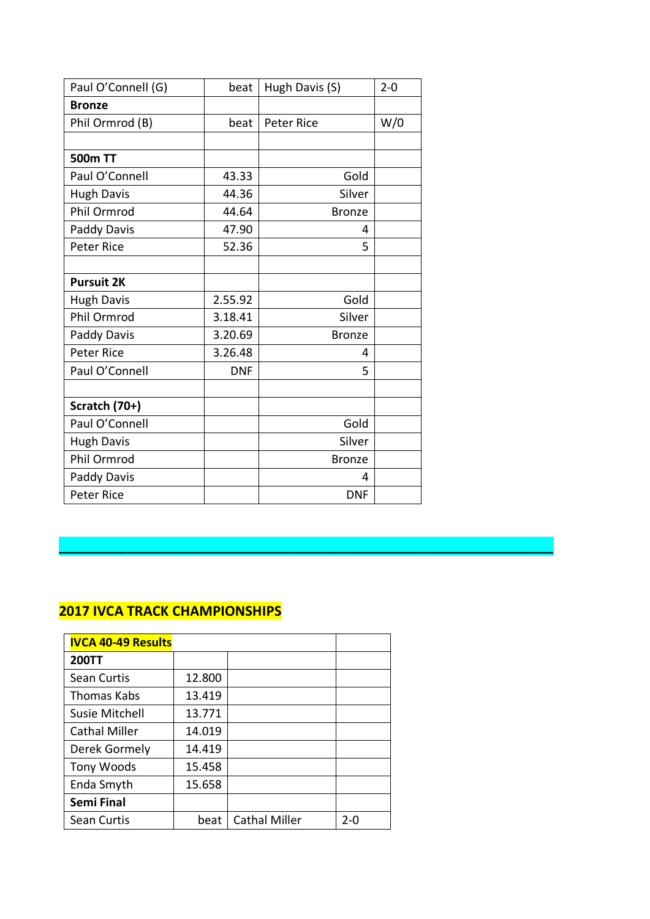| Paul O'Connell (G) | beat | Hugh Davis (S) | 2-0 |
|---|---|---|---|
| **Bronze** | | | |
| Phil Ormrod (B) | beat | Peter Rice | W/0 |
| | | | |
| **500m TT** | | | |
| Paul O'Connell | 43.33 | Gold | |
| Hugh Davis | 44.36 | Silver | |
| Phil Ormrod | 44.64 | Bronze | |
| Paddy Davis | 47.90 | 4 | |
| Peter Rice | 52.36 | 5 | |
| | | | |
| **Pursuit 2K** | | | |
| Hugh Davis | 2.55.92 | Gold | |
| Phil Ormrod | 3.18.41 | Silver | |
| Paddy Davis | 3.20.69 | Bronze | |
| Peter Rice | 3.26.48 | 4 | |
| Paul O'Connell | DNF | 5 | |
| | | | |
| **Scratch (70+)** | | | |
| Paul O'Connell | | Gold | |
| Hugh Davis | | Silver | |
| Phil Ormrod | | Bronze | |
| Paddy Davis | | 4 | |
| Peter Rice | | DNF | |

---

## 2017 IVCA TRACK CHAMPIONSHIPS

| IVCA 40-49 Results | | | |
|---|---|---|---|
| **200TT** | | | |
| Sean Curtis | 12.800 | | |
| Thomas Kabs | 13.419 | | |
| Susie Mitchell | 13.771 | | |
| Cathal Miller | 14.019 | | |
| Derek Gormely | 14.419 | | |
| Tony Woods | 15.458 | | |
| Enda Smyth | 15.658 | | |
| **Semi Final** | | | |
| Sean Curtis | beat | Cathal Miller | 2-0 |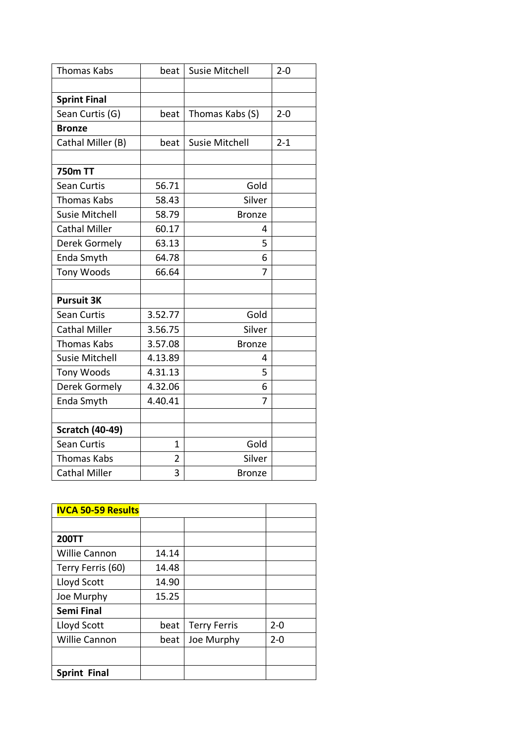| | | | |
|---|---|---|---|
| Thomas Kabs | beat | Susie Mitchell | 2-0 |
| | | | |
| **Sprint Final** | | | |
| Sean Curtis (G) | beat | Thomas Kabs (S) | 2-0 |
| **Bronze** | | | |
| Cathal Miller (B) | beat | Susie Mitchell | 2-1 |
| | | | |
| **750m TT** | | | |
| Sean Curtis | 56.71 | Gold | |
| Thomas Kabs | 58.43 | Silver | |
| Susie Mitchell | 58.79 | Bronze | |
| Cathal Miller | 60.17 | 4 | |
| Derek Gormely | 63.13 | 5 | |
| Enda Smyth | 64.78 | 6 | |
| Tony Woods | 66.64 | 7 | |
| | | | |
| **Pursuit 3K** | | | |
| Sean Curtis | 3.52.77 | Gold | |
| Cathal Miller | 3.56.75 | Silver | |
| Thomas Kabs | 3.57.08 | Bronze | |
| Susie Mitchell | 4.13.89 | 4 | |
| Tony Woods | 4.31.13 | 5 | |
| Derek Gormely | 4.32.06 | 6 | |
| Enda Smyth | 4.40.41 | 7 | |
| | | | |
| **Scratch (40-49)** | | | |
| Sean Curtis | 1 | Gold | |
| Thomas Kabs | 2 | Silver | |
| Cathal Miller | 3 | Bronze | |

| **IVCA 50-59 Results** | | | |
|---|---|---|---|
| | | | |
| **200TT** | | | |
| Willie Cannon | 14.14 | | |
| Terry Ferris (60) | 14.48 | | |
| Lloyd Scott | 14.90 | | |
| Joe Murphy | 15.25 | | |
| **Semi Final** | | | |
| Lloyd Scott | beat | Terry Ferris | 2-0 |
| Willie Cannon | beat | Joe Murphy | 2-0 |
| | | | |
| **Sprint Final** | | | |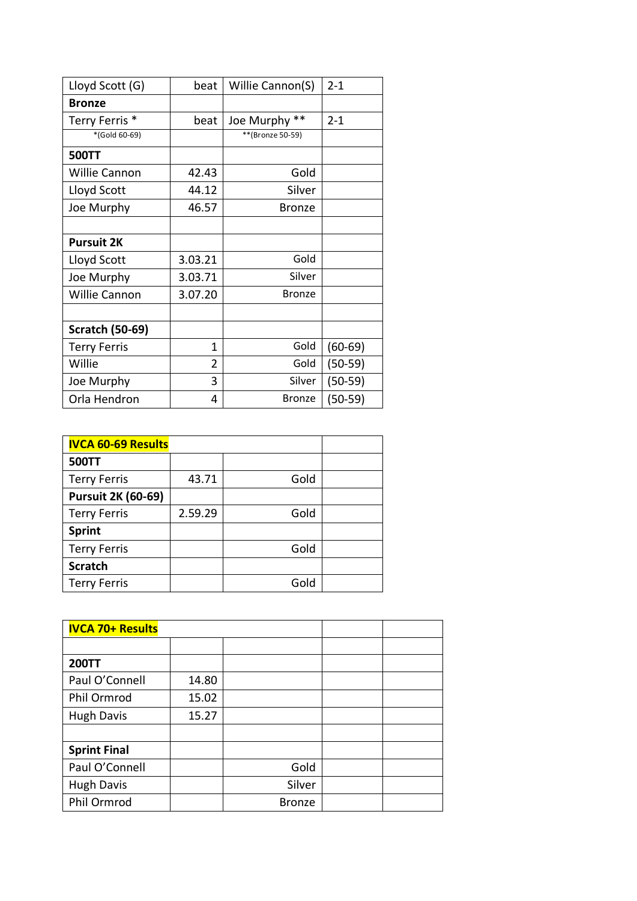| Lloyd Scott (G) | beat | Willie Cannon(S) | 2-1 |
|---|---|---|---|
| **Bronze** | | | |
| Terry Ferris * | beat | Joe Murphy ** | 2-1 |
| *(Gold 60-69) | | **(Bronze 50-59) | |
| **500TT** | | | |
| Willie Cannon | 42.43 | Gold | |
| Lloyd Scott | 44.12 | Silver | |
| Joe Murphy | 46.57 | Bronze | |
| | | | |
| **Pursuit 2K** | | | |
| Lloyd Scott | 3.03.21 | Gold | |
| Joe Murphy | 3.03.71 | Silver | |
| Willie Cannon | 3.07.20 | Bronze | |
| | | | |
| **Scratch (50-69)** | | | |
| Terry Ferris | 1 | Gold | (60-69) |
| Willie | 2 | Gold | (50-59) |
| Joe Murphy | 3 | Silver | (50-59) |
| Orla Hendron | 4 | Bronze | (50-59) |

| **IVCA 60-69 Results** | | | |
|---|---|---|---|
| **500TT** | | | |
| Terry Ferris | 43.71 | Gold | |
| **Pursuit 2K (60-69)** | | | |
| Terry Ferris | 2.59.29 | Gold | |
| **Sprint** | | | |
| Terry Ferris | | Gold | |
| **Scratch** | | | |
| Terry Ferris | | Gold | |

| **IVCA 70+ Results** | | | | |
|---|---|---|---|---|
| | | | | |
| **200TT** | | | | |
| Paul O'Connell | 14.80 | | | |
| Phil Ormrod | 15.02 | | | |
| Hugh Davis | 15.27 | | | |
| | | | | |
| **Sprint Final** | | | | |
| Paul O'Connell | | Gold | | |
| Hugh Davis | | Silver | | |
| Phil Ormrod | | Bronze | | |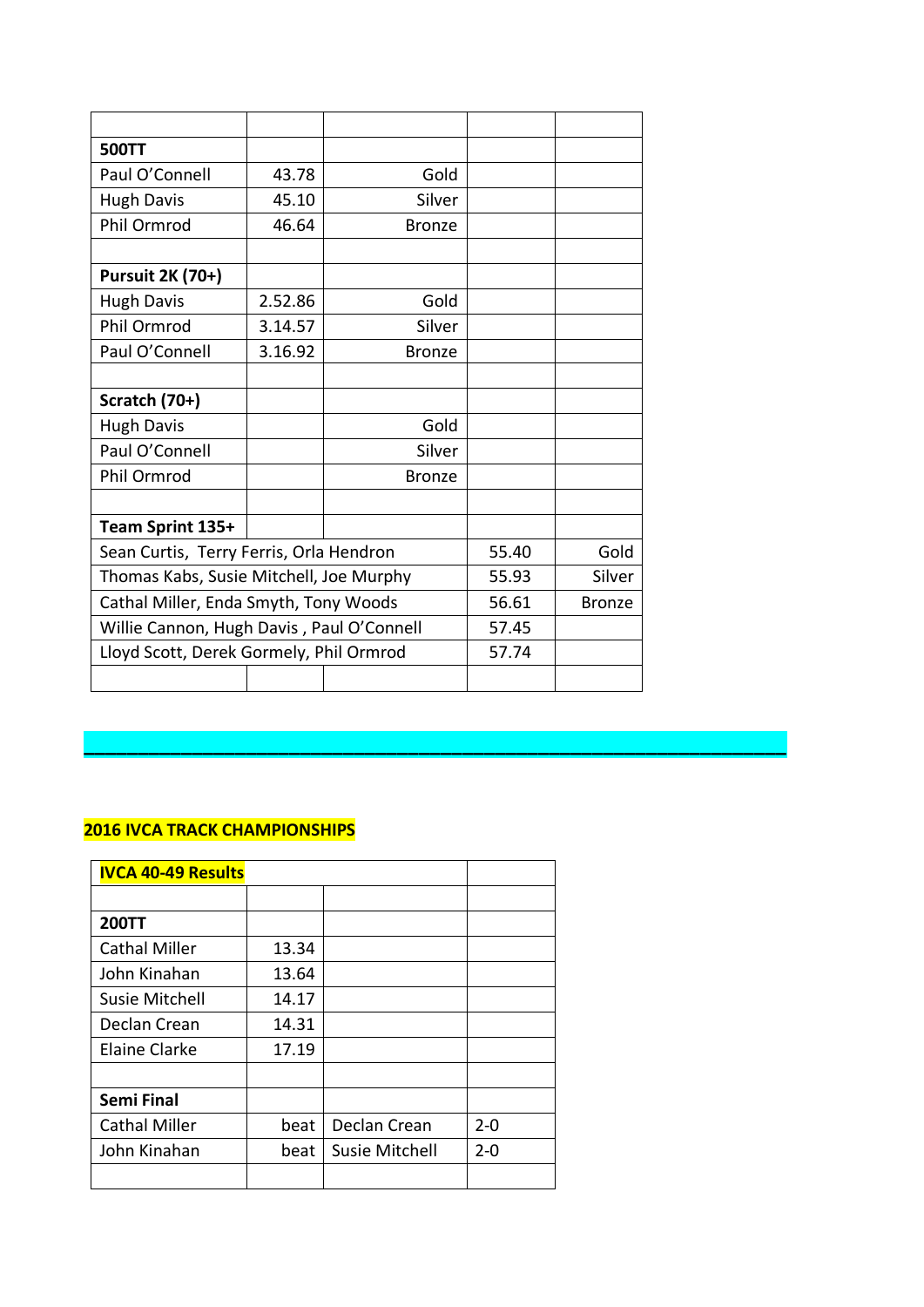| | | | | |
|---|---|---|---|---|
| **500TT** | | | | |
| Paul O'Connell | 43.78 | Gold | | |
| Hugh Davis | 45.10 | Silver | | |
| Phil Ormrod | 46.64 | Bronze | | |
| | | | | |
| **Pursuit 2K (70+)** | | | | |
| Hugh Davis | 2.52.86 | Gold | | |
| Phil Ormrod | 3.14.57 | Silver | | |
| Paul O'Connell | 3.16.92 | Bronze | | |
| | | | | |
| **Scratch (70+)** | | | | |
| Hugh Davis | | Gold | | |
| Paul O'Connell | | Silver | | |
| Phil Ormrod | | Bronze | | |
| | | | | |
| **Team Sprint 135+** | | | | |
| Sean Curtis, Terry Ferris, Orla Hendron | | | 55.40 | Gold |
| Thomas Kabs, Susie Mitchell, Joe Murphy | | | 55.93 | Silver |
| Cathal Miller, Enda Smyth, Tony Woods | | | 56.61 | Bronze |
| Willie Cannon, Hugh Davis , Paul O'Connell | | | 57.45 | |
| Lloyd Scott, Derek Gormely, Phil Ormrod | | | 57.74 | |

---

**2016 IVCA TRACK CHAMPIONSHIPS**

| **IVCA 40-49 Results** | | | |
|---|---|---|---|
| | | | |
| **200TT** | | | |
| Cathal Miller | 13.34 | | |
| John Kinahan | 13.64 | | |
| Susie Mitchell | 14.17 | | |
| Declan Crean | 14.31 | | |
| Elaine Clarke | 17.19 | | |
| | | | |
| **Semi Final** | | | |
| Cathal Miller | beat | Declan Crean | 2-0 |
| John Kinahan | beat | Susie Mitchell | 2-0 |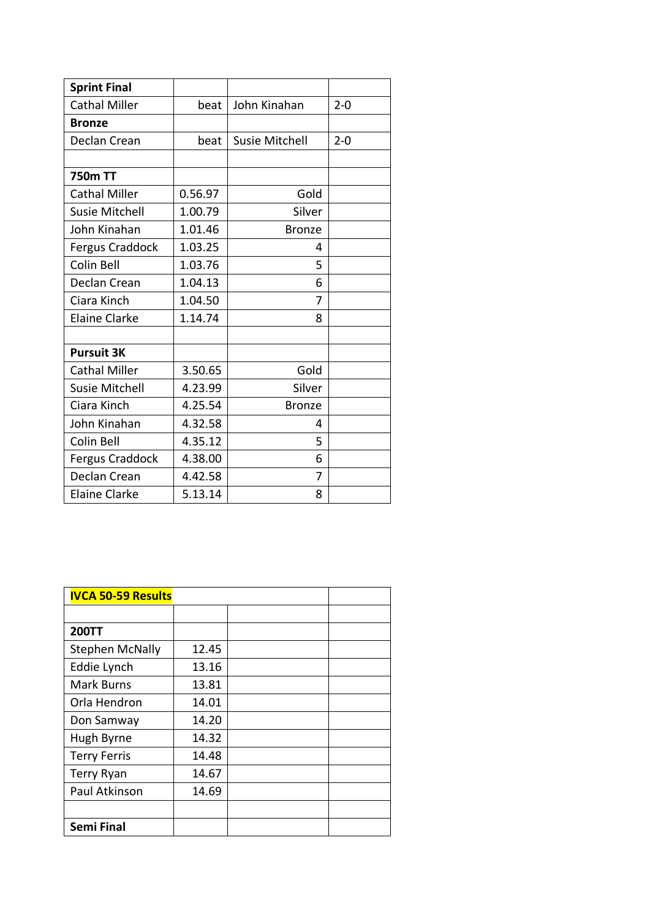| **Sprint Final** | | | |
|---|---|---|---|
| Cathal Miller | beat | John Kinahan | 2-0 |
| **Bronze** | | | |
| Declan Crean | beat | Susie Mitchell | 2-0 |
| | | | |
| **750m TT** | | | |
| Cathal Miller | 0.56.97 | Gold | |
| Susie Mitchell | 1.00.79 | Silver | |
| John Kinahan | 1.01.46 | Bronze | |
| Fergus Craddock | 1.03.25 | 4 | |
| Colin Bell | 1.03.76 | 5 | |
| Declan Crean | 1.04.13 | 6 | |
| Ciara Kinch | 1.04.50 | 7 | |
| Elaine Clarke | 1.14.74 | 8 | |
| | | | |
| **Pursuit 3K** | | | |
| Cathal Miller | 3.50.65 | Gold | |
| Susie Mitchell | 4.23.99 | Silver | |
| Ciara Kinch | 4.25.54 | Bronze | |
| John Kinahan | 4.32.58 | 4 | |
| Colin Bell | 4.35.12 | 5 | |
| Fergus Craddock | 4.38.00 | 6 | |
| Declan Crean | 4.42.58 | 7 | |
| Elaine Clarke | 5.13.14 | 8 | |

| **IVCA 50-59 Results** | | | |
|---|---|---|---|
| | | | |
| **200TT** | | | |
| Stephen McNally | 12.45 | | |
| Eddie Lynch | 13.16 | | |
| Mark Burns | 13.81 | | |
| Orla Hendron | 14.01 | | |
| Don Samway | 14.20 | | |
| Hugh Byrne | 14.32 | | |
| Terry Ferris | 14.48 | | |
| Terry Ryan | 14.67 | | |
| Paul Atkinson | 14.69 | | |
| | | | |
| **Semi Final** | | | |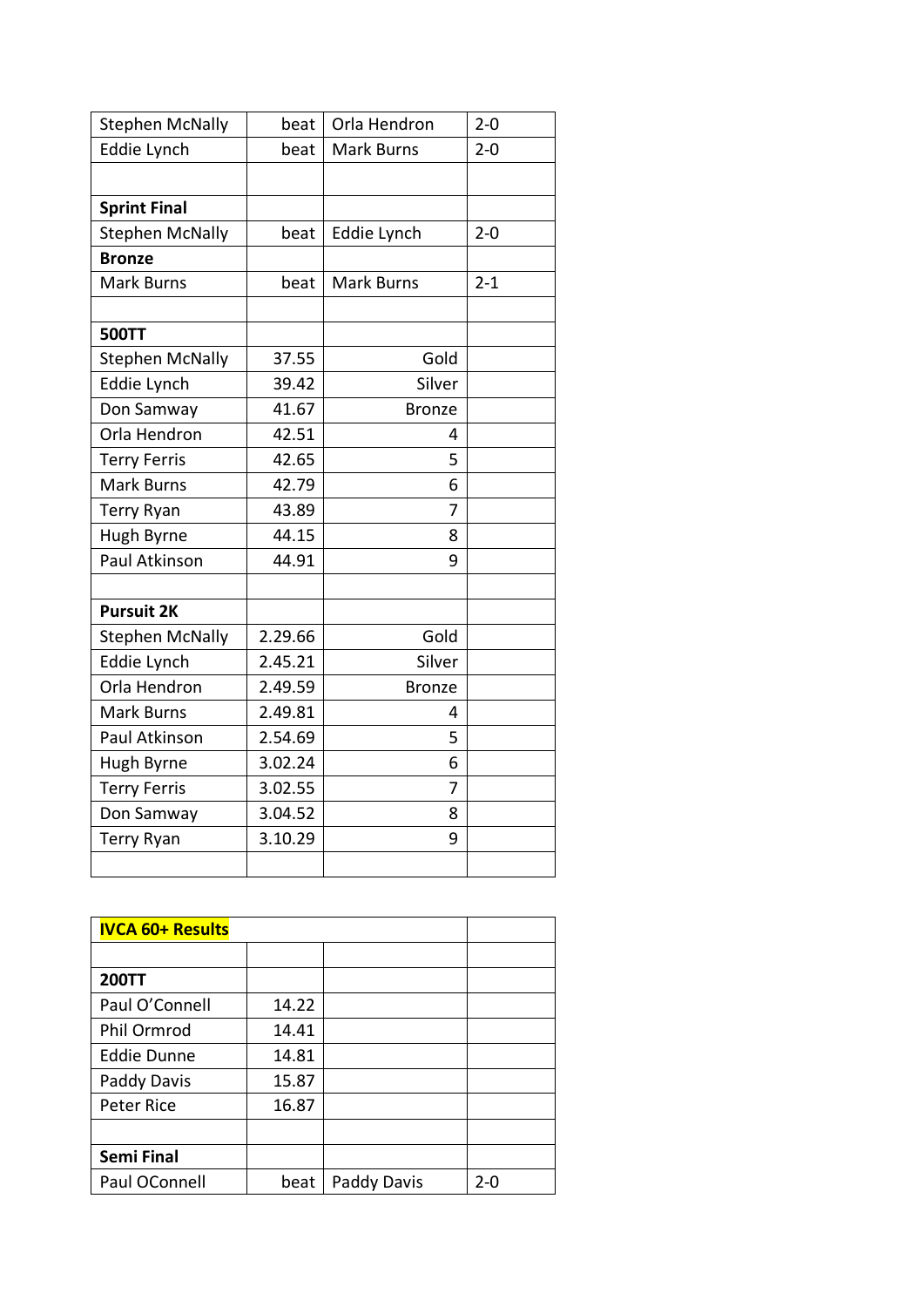| | | | |
|---|---|---|---|
| Stephen McNally | beat | Orla Hendron | 2-0 |
| Eddie Lynch | beat | Mark Burns | 2-0 |
| | | | |
| **Sprint Final** | | | |
| Stephen McNally | beat | Eddie Lynch | 2-0 |
| **Bronze** | | | |
| Mark Burns | beat | Mark Burns | 2-1 |
| | | | |
| **500TT** | | | |
| Stephen McNally | 37.55 | Gold | |
| Eddie Lynch | 39.42 | Silver | |
| Don Samway | 41.67 | Bronze | |
| Orla Hendron | 42.51 | 4 | |
| Terry Ferris | 42.65 | 5 | |
| Mark Burns | 42.79 | 6 | |
| Terry Ryan | 43.89 | 7 | |
| Hugh Byrne | 44.15 | 8 | |
| Paul Atkinson | 44.91 | 9 | |
| | | | |
| **Pursuit 2K** | | | |
| Stephen McNally | 2.29.66 | Gold | |
| Eddie Lynch | 2.45.21 | Silver | |
| Orla Hendron | 2.49.59 | Bronze | |
| Mark Burns | 2.49.81 | 4 | |
| Paul Atkinson | 2.54.69 | 5 | |
| Hugh Byrne | 3.02.24 | 6 | |
| Terry Ferris | 3.02.55 | 7 | |
| Don Samway | 3.04.52 | 8 | |
| Terry Ryan | 3.10.29 | 9 | |
| | | | |

| **IVCA 60+ Results** | | | |
|---|---|---|---|
| | | | |
| **200TT** | | | |
| Paul O'Connell | 14.22 | | |
| Phil Ormrod | 14.41 | | |
| Eddie Dunne | 14.81 | | |
| Paddy Davis | 15.87 | | |
| Peter Rice | 16.87 | | |
| | | | |
| **Semi Final** | | | |
| Paul OConnell | beat | Paddy Davis | 2-0 |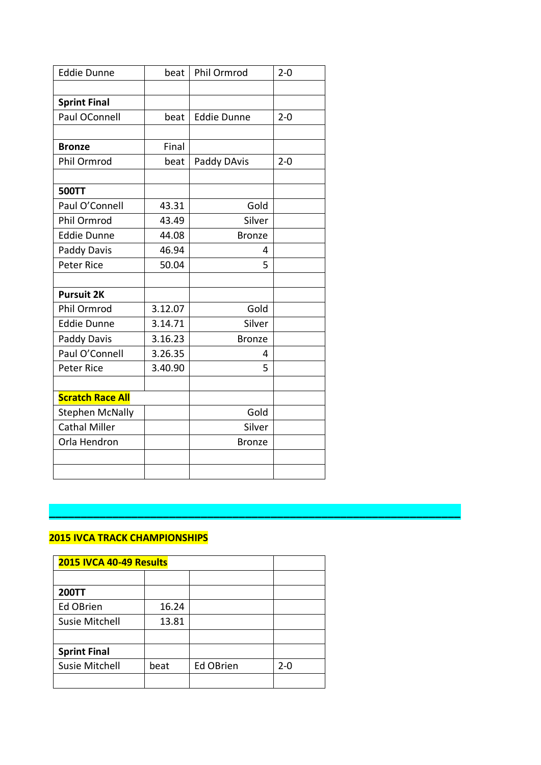| Eddie Dunne | beat | Phil Ormrod | 2-0 |
|---|---|---|---|
| | | | |
| **Sprint Final** | | | |
| Paul OConnell | beat | Eddie Dunne | 2-0 |
| | | | |
| **Bronze** | Final | | |
| Phil Ormrod | beat | Paddy DAvis | 2-0 |
| | | | |
| **500TT** | | | |
| Paul O'Connell | 43.31 | Gold | |
| Phil Ormrod | 43.49 | Silver | |
| Eddie Dunne | 44.08 | Bronze | |
| Paddy Davis | 46.94 | 4 | |
| Peter Rice | 50.04 | 5 | |
| | | | |
| **Pursuit 2K** | | | |
| Phil Ormrod | 3.12.07 | Gold | |
| Eddie Dunne | 3.14.71 | Silver | |
| Paddy Davis | 3.16.23 | Bronze | |
| Paul O'Connell | 3.26.35 | 4 | |
| Peter Rice | 3.40.90 | 5 | |
| | | | |
| **Scratch Race All** | | | |
| Stephen McNally | | Gold | |
| Cathal Miller | | Silver | |
| Orla Hendron | | Bronze | |
| | | | |
| | | | |

**2015 IVCA TRACK CHAMPIONSHIPS**

| **2015 IVCA 40-49 Results** | | | |
|---|---|---|---|
| | | | |
| **200TT** | | | |
| Ed OBrien | 16.24 | | |
| Susie Mitchell | 13.81 | | |
| | | | |
| **Sprint Final** | | | |
| Susie Mitchell | beat | Ed OBrien | 2-0 |
| | | | |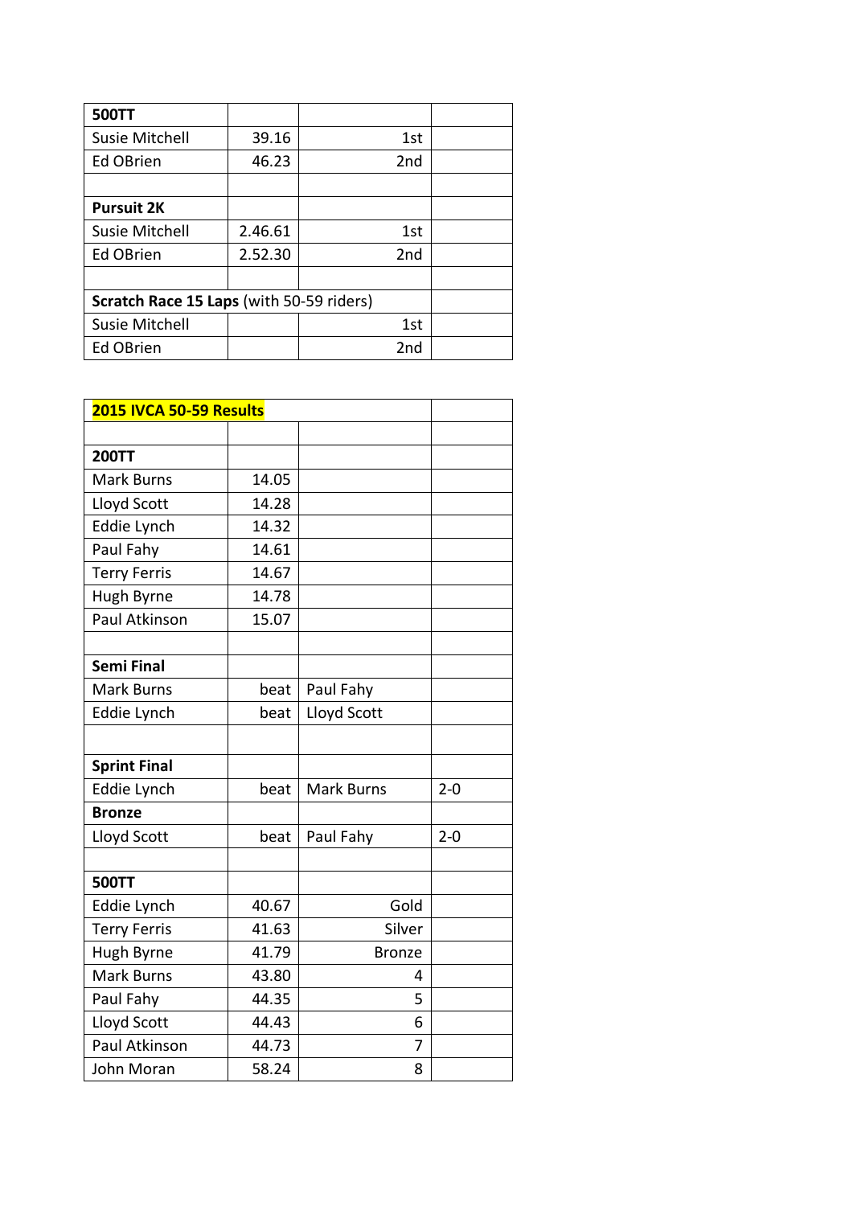| **500TT** | | | |
|---|---|---|---|
| Susie Mitchell | 39.16 | 1st | |
| Ed OBrien | 46.23 | 2nd | |
| | | | |
| **Pursuit 2K** | | | |
| Susie Mitchell | 2.46.61 | 1st | |
| Ed OBrien | 2.52.30 | 2nd | |
| | | | |
| **Scratch Race 15 Laps** (with 50-59 riders) | | | |
| Susie Mitchell | | 1st | |
| Ed OBrien | | 2nd | |

| **2015 IVCA 50-59 Results** | | | |
|---|---|---|---|
| | | | |
| **200TT** | | | |
| Mark Burns | 14.05 | | |
| Lloyd Scott | 14.28 | | |
| Eddie Lynch | 14.32 | | |
| Paul Fahy | 14.61 | | |
| Terry Ferris | 14.67 | | |
| Hugh Byrne | 14.78 | | |
| Paul Atkinson | 15.07 | | |
| | | | |
| **Semi Final** | | | |
| Mark Burns | beat | Paul Fahy | |
| Eddie Lynch | beat | Lloyd Scott | |
| | | | |
| **Sprint Final** | | | |
| Eddie Lynch | beat | Mark Burns | 2-0 |
| **Bronze** | | | |
| Lloyd Scott | beat | Paul Fahy | 2-0 |
| | | | |
| **500TT** | | | |
| Eddie Lynch | 40.67 | Gold | |
| Terry Ferris | 41.63 | Silver | |
| Hugh Byrne | 41.79 | Bronze | |
| Mark Burns | 43.80 | 4 | |
| Paul Fahy | 44.35 | 5 | |
| Lloyd Scott | 44.43 | 6 | |
| Paul Atkinson | 44.73 | 7 | |
| John Moran | 58.24 | 8 | |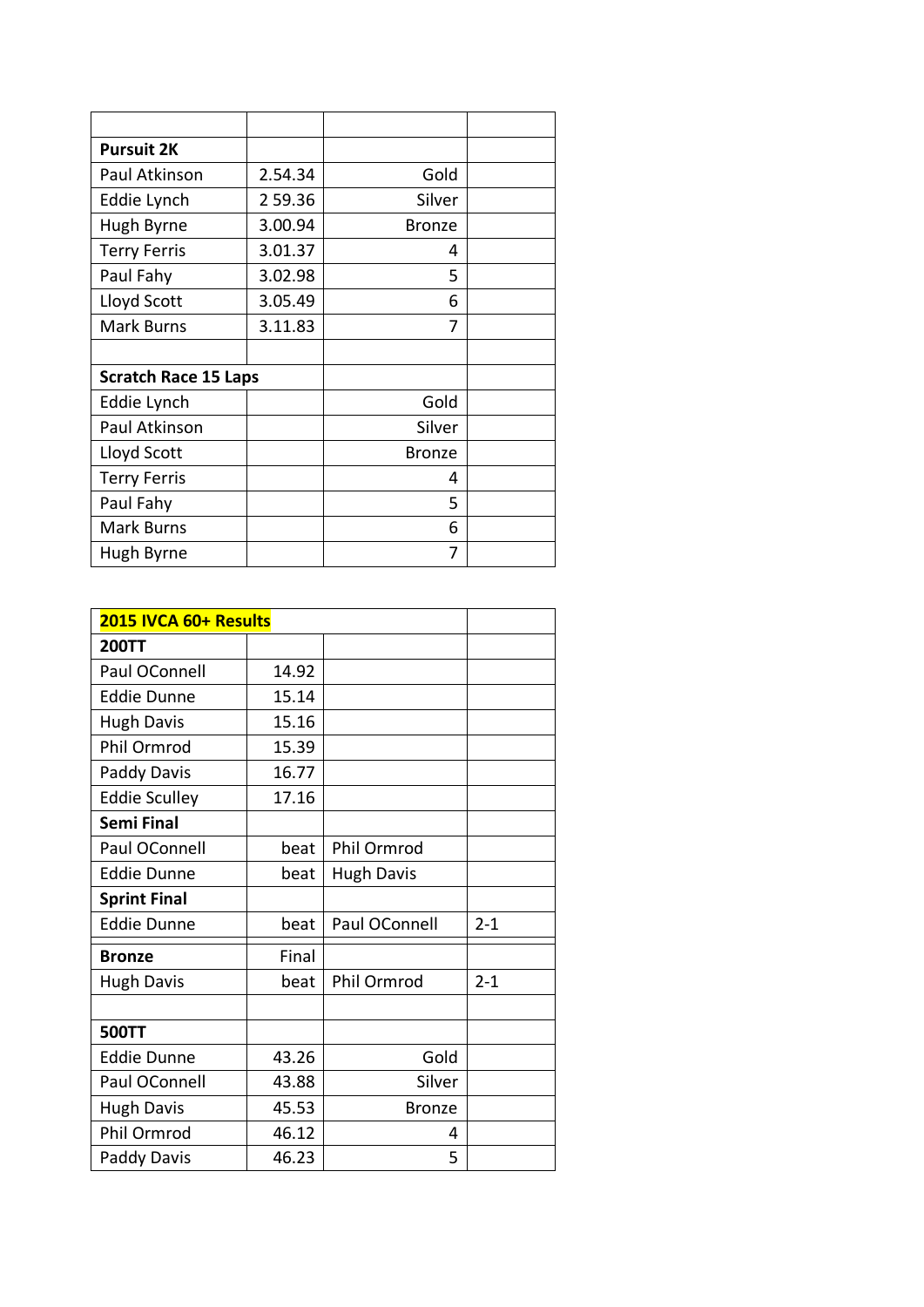| | | | |
|---|---|---|---|
| **Pursuit 2K** | | | |
| Paul Atkinson | 2.54.34 | Gold | |
| Eddie Lynch | 2 59.36 | Silver | |
| Hugh Byrne | 3.00.94 | Bronze | |
| Terry Ferris | 3.01.37 | 4 | |
| Paul Fahy | 3.02.98 | 5 | |
| Lloyd Scott | 3.05.49 | 6 | |
| Mark Burns | 3.11.83 | 7 | |
| | | | |
| **Scratch Race 15 Laps** | | | |
| Eddie Lynch | | Gold | |
| Paul Atkinson | | Silver | |
| Lloyd Scott | | Bronze | |
| Terry Ferris | | 4 | |
| Paul Fahy | | 5 | |
| Mark Burns | | 6 | |
| Hugh Byrne | | 7 | |

| **2015 IVCA 60+ Results** | | | |
|---|---|---|---|
| **200TT** | | | |
| Paul OConnell | 14.92 | | |
| Eddie Dunne | 15.14 | | |
| Hugh Davis | 15.16 | | |
| Phil Ormrod | 15.39 | | |
| Paddy Davis | 16.77 | | |
| Eddie Sculley | 17.16 | | |
| **Semi Final** | | | |
| Paul OConnell | beat | Phil Ormrod | |
| Eddie Dunne | beat | Hugh Davis | |
| **Sprint Final** | | | |
| Eddie Dunne | beat | Paul OConnell | 2-1 |
| **Bronze** | Final | | |
| Hugh Davis | beat | Phil Ormrod | 2-1 |
| | | | |
| **500TT** | | | |
| Eddie Dunne | 43.26 | Gold | |
| Paul OConnell | 43.88 | Silver | |
| Hugh Davis | 45.53 | Bronze | |
| Phil Ormrod | 46.12 | 4 | |
| Paddy Davis | 46.23 | 5 | |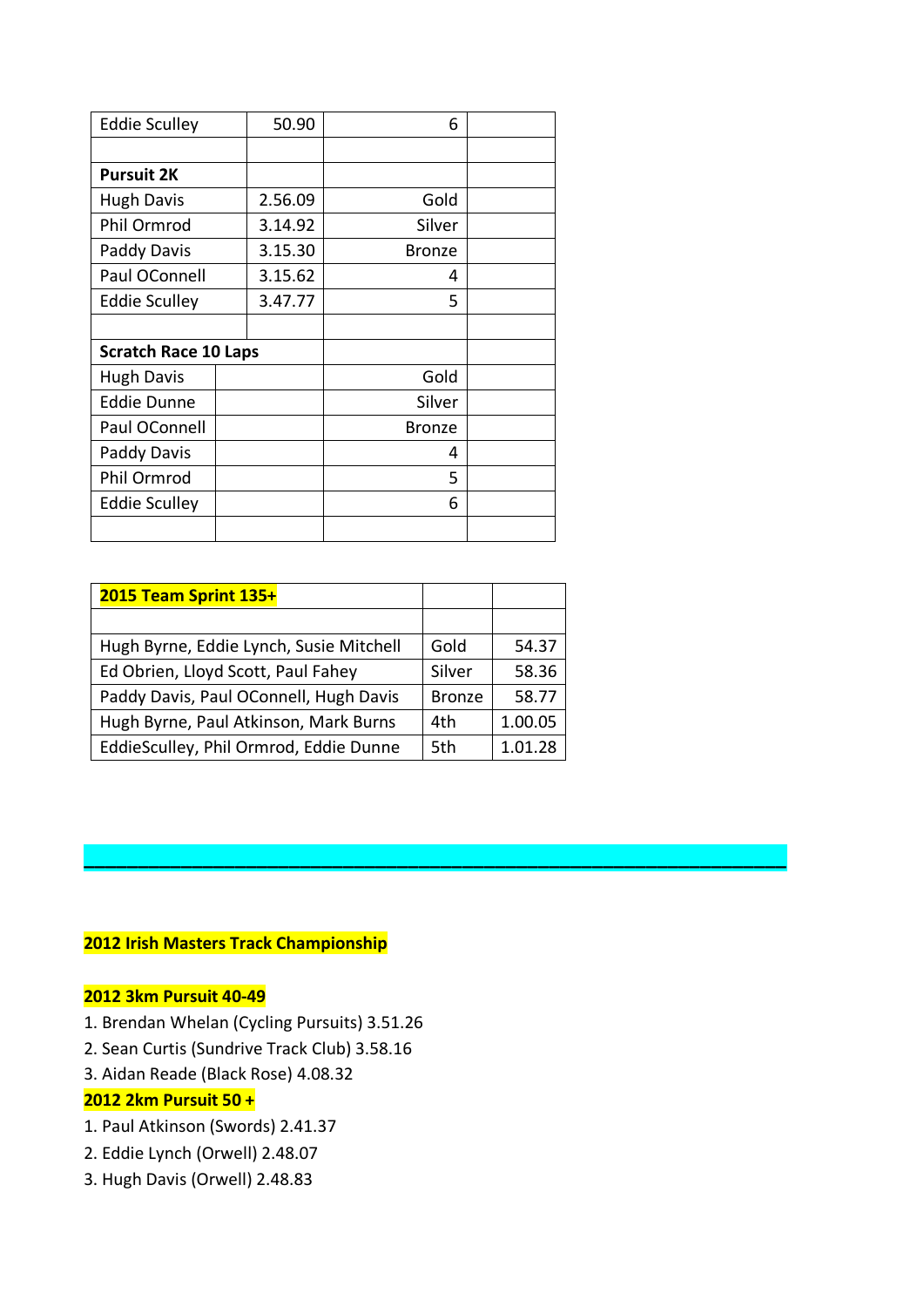| Eddie Sculley | 50.90 | 6 | |
|---|---|---|---|
| | | | |
| **Pursuit 2K** | | | |
| Hugh Davis | 2.56.09 | Gold | |
| Phil Ormrod | 3.14.92 | Silver | |
| Paddy Davis | 3.15.30 | Bronze | |
| Paul OConnell | 3.15.62 | 4 | |
| Eddie Sculley | 3.47.77 | 5 | |
| | | | |
| **Scratch Race 10 Laps** | | | |
| Hugh Davis | | Gold | |
| Eddie Dunne | | Silver | |
| Paul OConnell | | Bronze | |
| Paddy Davis | | 4 | |
| Phil Ormrod | | 5 | |
| Eddie Sculley | | 6 | |
| | | | |

| **2015 Team Sprint 135+** | | |
|---|---|---|
| | | |
| Hugh Byrne, Eddie Lynch, Susie Mitchell | Gold | 54.37 |
| Ed Obrien, Lloyd Scott, Paul Fahey | Silver | 58.36 |
| Paddy Davis, Paul OConnell, Hugh Davis | Bronze | 58.77 |
| Hugh Byrne, Paul Atkinson, Mark Burns | 4th | 1.00.05 |
| EddieSculley, Phil Ormrod, Eddie Dunne | 5th | 1.01.28 |

---

**2012 Irish Masters Track Championship**

**2012 3km Pursuit 40-49**

1. Brendan Whelan (Cycling Pursuits) 3.51.26
2. Sean Curtis (Sundrive Track Club) 3.58.16
3. Aidan Reade (Black Rose) 4.08.32

**2012 2km Pursuit 50 +**

1. Paul Atkinson (Swords) 2.41.37
2. Eddie Lynch (Orwell) 2.48.07
3. Hugh Davis (Orwell) 2.48.83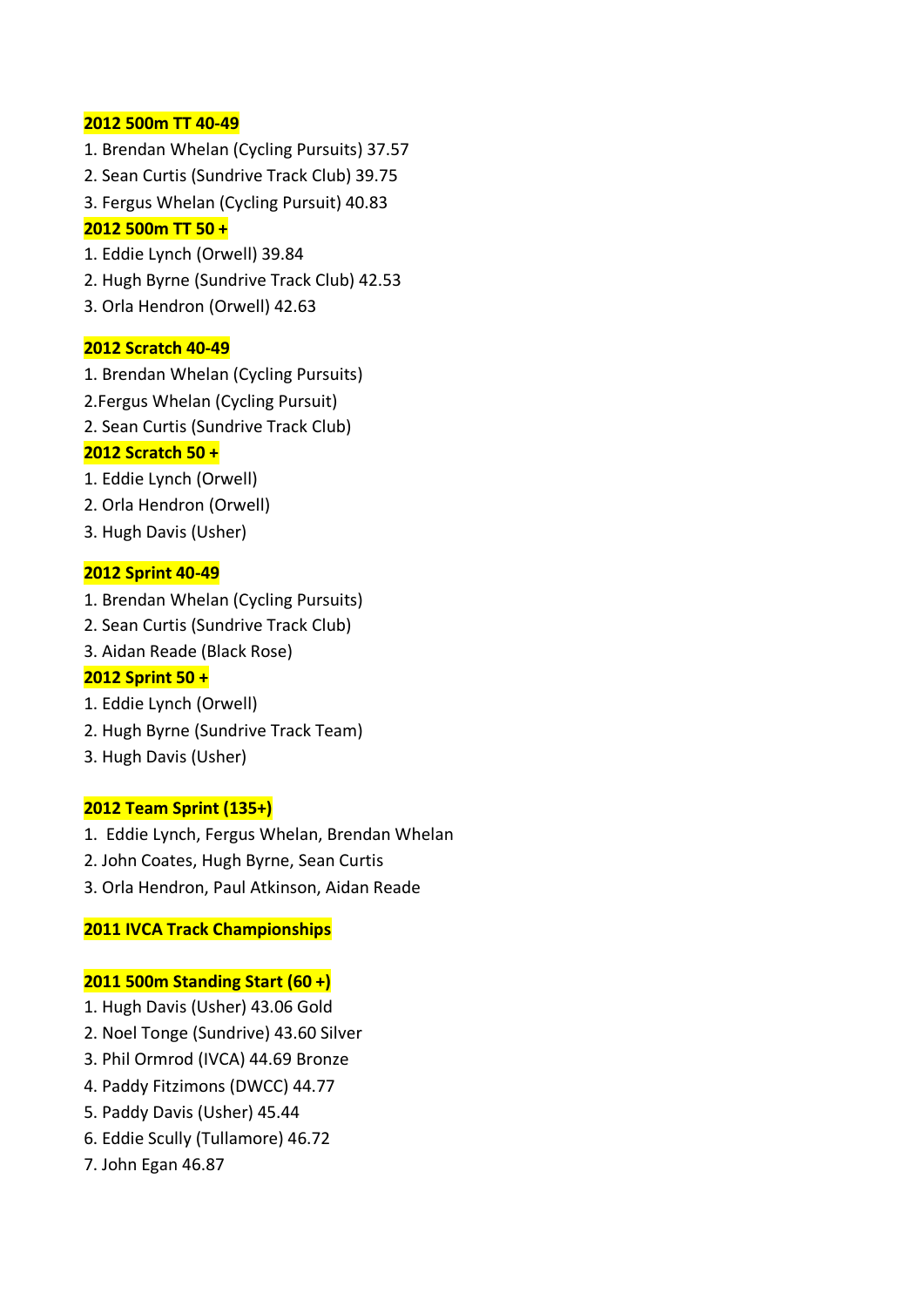**2012 500m TT 40-49**

1. Brendan Whelan (Cycling Pursuits) 37.57
2. Sean Curtis (Sundrive Track Club) 39.75
3. Fergus Whelan (Cycling Pursuit) 40.83

**2012 500m TT 50 +**

1. Eddie Lynch (Orwell) 39.84
2. Hugh Byrne (Sundrive Track Club) 42.53
3. Orla Hendron (Orwell) 42.63

**2012 Scratch 40-49**

1. Brendan Whelan (Cycling Pursuits)

2.Fergus Whelan (Cycling Pursuit)

2. Sean Curtis (Sundrive Track Club)

**2012 Scratch 50 +**

1. Eddie Lynch (Orwell)
2. Orla Hendron (Orwell)
3. Hugh Davis (Usher)

**2012 Sprint 40-49**

1. Brendan Whelan (Cycling Pursuits)
2. Sean Curtis (Sundrive Track Club)
3. Aidan Reade (Black Rose)

**2012 Sprint 50 +**

1. Eddie Lynch (Orwell)
2. Hugh Byrne (Sundrive Track Team)
3. Hugh Davis (Usher)

**2012 Team Sprint (135+)**

1. Eddie Lynch, Fergus Whelan, Brendan Whelan
2. John Coates, Hugh Byrne, Sean Curtis
3. Orla Hendron, Paul Atkinson, Aidan Reade

**2011 IVCA Track Championships**

**2011 500m Standing Start (60 +)**

1. Hugh Davis (Usher) 43.06 Gold
2. Noel Tonge (Sundrive) 43.60 Silver
3. Phil Ormrod (IVCA) 44.69 Bronze
4. Paddy Fitzimons (DWCC) 44.77
5. Paddy Davis (Usher) 45.44
6. Eddie Scully (Tullamore) 46.72
7. John Egan 46.87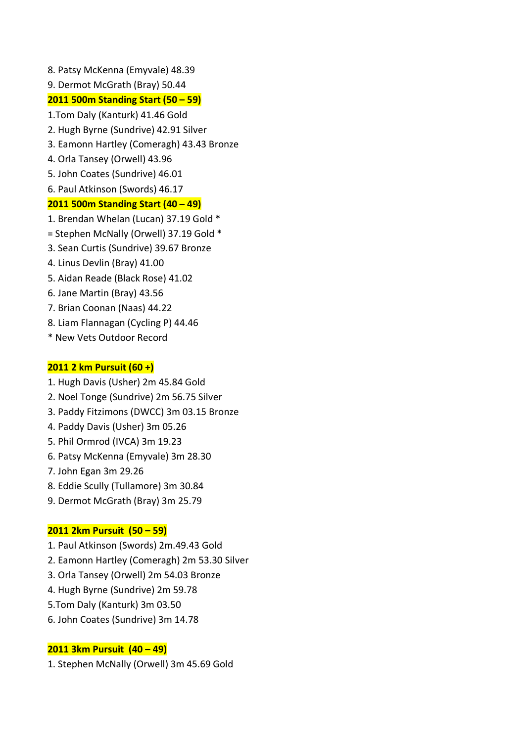8. Patsy McKenna (Emyvale) 48.39
9. Dermot McGrath (Bray) 50.44

**2011 500m Standing Start (50 – 59)**

1.Tom Daly (Kanturk) 41.46 Gold
2. Hugh Byrne (Sundrive) 42.91 Silver
3. Eamonn Hartley (Comeragh) 43.43 Bronze
4. Orla Tansey (Orwell) 43.96
5. John Coates (Sundrive) 46.01
6. Paul Atkinson (Swords) 46.17

**2011 500m Standing Start (40 – 49)**

1. Brendan Whelan (Lucan) 37.19 Gold *
= Stephen McNally (Orwell) 37.19 Gold *
3. Sean Curtis (Sundrive) 39.67 Bronze
4. Linus Devlin (Bray) 41.00
5. Aidan Reade (Black Rose) 41.02
6. Jane Martin (Bray) 43.56
7. Brian Coonan (Naas) 44.22
8. Liam Flannagan (Cycling P) 44.46

* New Vets Outdoor Record

**2011 2 km Pursuit (60 +)**

1. Hugh Davis (Usher) 2m 45.84 Gold
2. Noel Tonge (Sundrive) 2m 56.75 Silver
3. Paddy Fitzimons (DWCC) 3m 03.15 Bronze
4. Paddy Davis (Usher) 3m 05.26
5. Phil Ormrod (IVCA) 3m 19.23
6. Patsy McKenna (Emyvale) 3m 28.30
7. John Egan 3m 29.26
8. Eddie Scully (Tullamore) 3m 30.84
9. Dermot McGrath (Bray) 3m 25.79

**2011 2km Pursuit (50 – 59)**

1. Paul Atkinson (Swords) 2m.49.43 Gold
2. Eamonn Hartley (Comeragh) 2m 53.30 Silver
3. Orla Tansey (Orwell) 2m 54.03 Bronze
4. Hugh Byrne (Sundrive) 2m 59.78
5.Tom Daly (Kanturk) 3m 03.50
6. John Coates (Sundrive) 3m 14.78

**2011 3km Pursuit (40 – 49)**

1. Stephen McNally (Orwell) 3m 45.69 Gold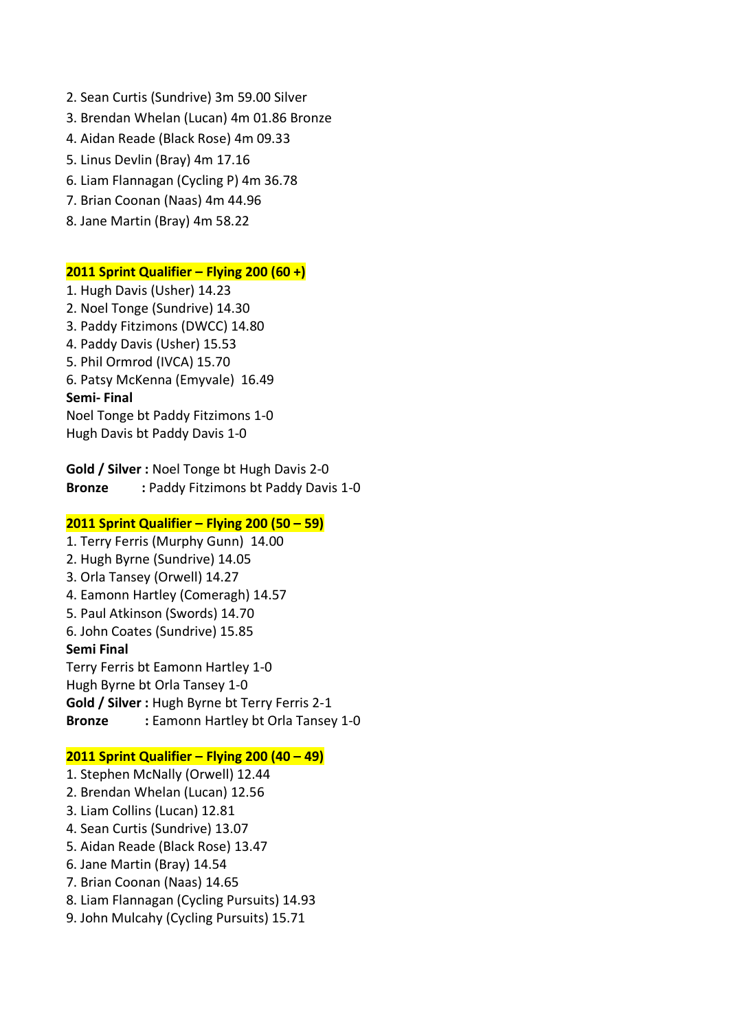2. Sean Curtis (Sundrive) 3m 59.00 Silver
3. Brendan Whelan (Lucan) 4m 01.86 Bronze
4. Aidan Reade (Black Rose) 4m 09.33
5. Linus Devlin (Bray) 4m 17.16
6. Liam Flannagan (Cycling P) 4m 36.78
7. Brian Coonan (Naas) 4m 44.96
8. Jane Martin (Bray) 4m 58.22

**2011 Sprint Qualifier – Flying 200 (60 +)**

1. Hugh Davis (Usher) 14.23
2. Noel Tonge (Sundrive) 14.30
3. Paddy Fitzimons (DWCC) 14.80
4. Paddy Davis (Usher) 15.53
5. Phil Ormrod (IVCA) 15.70
6. Patsy McKenna (Emyvale) 16.49

**Semi- Final**

Noel Tonge bt Paddy Fitzimons 1-0
Hugh Davis bt Paddy Davis 1-0

**Gold / Silver :** Noel Tonge bt Hugh Davis 2-0
**Bronze :** Paddy Fitzimons bt Paddy Davis 1-0

**2011 Sprint Qualifier – Flying 200 (50 – 59)**

1. Terry Ferris (Murphy Gunn) 14.00
2. Hugh Byrne (Sundrive) 14.05
3. Orla Tansey (Orwell) 14.27
4. Eamonn Hartley (Comeragh) 14.57
5. Paul Atkinson (Swords) 14.70
6. John Coates (Sundrive) 15.85

**Semi Final**

Terry Ferris bt Eamonn Hartley 1-0
Hugh Byrne bt Orla Tansey 1-0
**Gold / Silver :** Hugh Byrne bt Terry Ferris 2-1
**Bronze :** Eamonn Hartley bt Orla Tansey 1-0

**2011 Sprint Qualifier – Flying 200 (40 – 49)**

1. Stephen McNally (Orwell) 12.44
2. Brendan Whelan (Lucan) 12.56
3. Liam Collins (Lucan) 12.81
4. Sean Curtis (Sundrive) 13.07
5. Aidan Reade (Black Rose) 13.47
6. Jane Martin (Bray) 14.54
7. Brian Coonan (Naas) 14.65
8. Liam Flannagan (Cycling Pursuits) 14.93
9. John Mulcahy (Cycling Pursuits) 15.71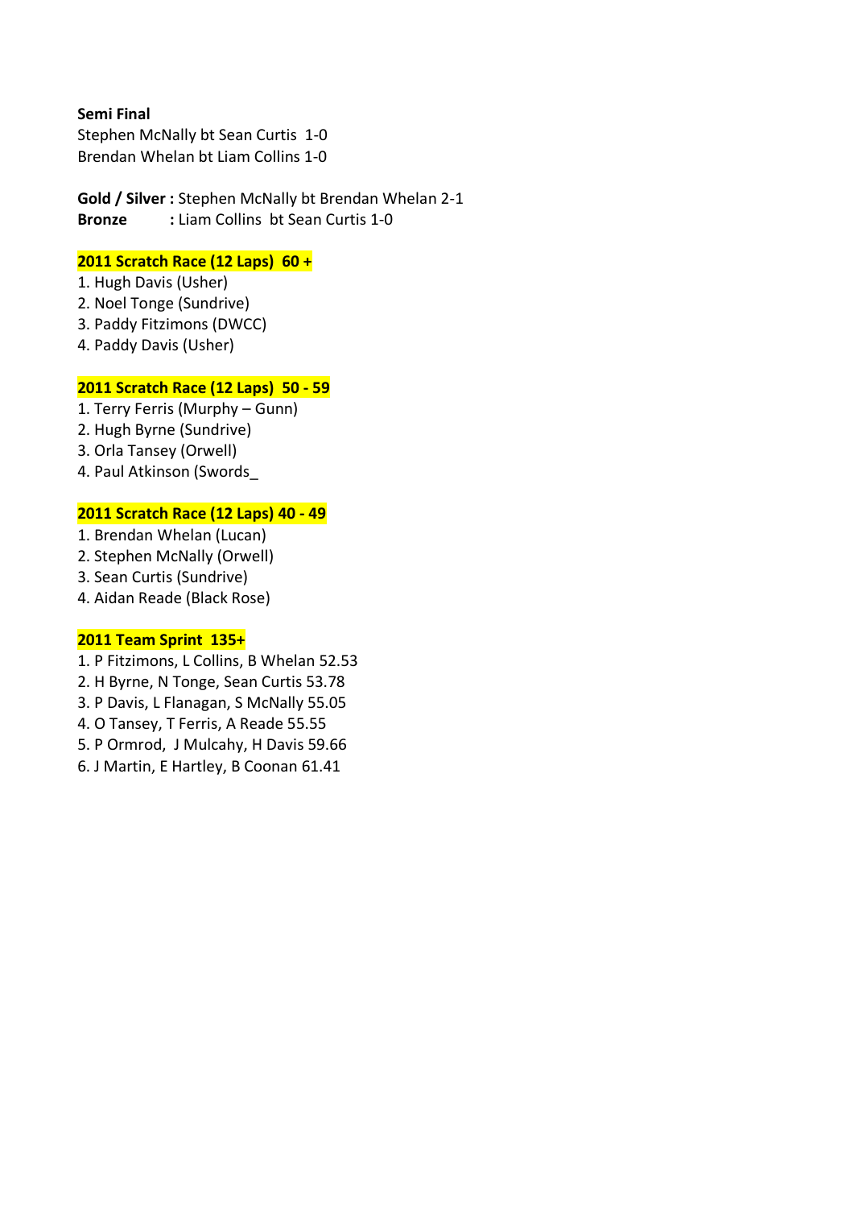**Semi Final**

Stephen McNally bt Sean Curtis 1-0

Brendan Whelan bt Liam Collins 1-0

**Gold / Silver :** Stephen McNally bt Brendan Whelan 2-1

**Bronze :** Liam Collins bt Sean Curtis 1-0

**2011 Scratch Race (12 Laps) 60 +**

1. Hugh Davis (Usher)
2. Noel Tonge (Sundrive)
3. Paddy Fitzimons (DWCC)
4. Paddy Davis (Usher)

**2011 Scratch Race (12 Laps) 50 - 59**

1. Terry Ferris (Murphy – Gunn)
2. Hugh Byrne (Sundrive)
3. Orla Tansey (Orwell)
4. Paul Atkinson (Swords_

**2011 Scratch Race (12 Laps) 40 - 49**

1. Brendan Whelan (Lucan)
2. Stephen McNally (Orwell)
3. Sean Curtis (Sundrive)
4. Aidan Reade (Black Rose)

**2011 Team Sprint 135+**

1. P Fitzimons, L Collins, B Whelan 52.53
2. H Byrne, N Tonge, Sean Curtis 53.78
3. P Davis, L Flanagan, S McNally 55.05
4. O Tansey, T Ferris, A Reade 55.55
5. P Ormrod, J Mulcahy, H Davis 59.66
6. J Martin, E Hartley, B Coonan 61.41